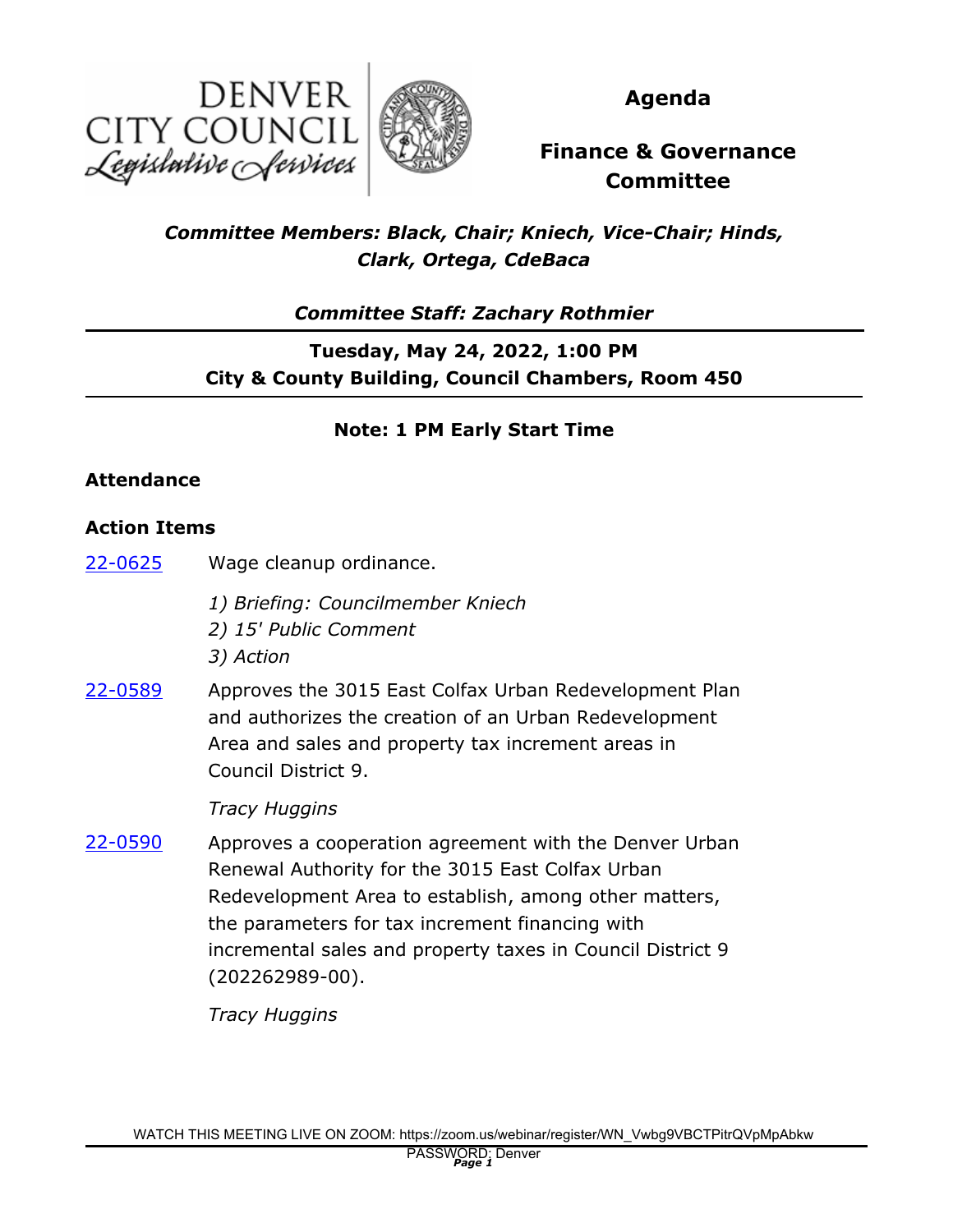DENVER CITY COUNCIL
*Legislative Services*

# Agenda

## Finance & Governance Committee

***Committee Members: Black, Chair; Kniech, Vice-Chair; Hinds, Clark, Ortega, CdeBaca***

***Committee Staff: Zachary Rothmier***

**Tuesday, May 24, 2022, 1:00 PM**
**City & County Building, Council Chambers, Room 450**

**Note: 1 PM Early Start Time**

### Attendance

### Action Items

22-0625 Wage cleanup ordinance.

*1) Briefing: Councilmember Kniech*
*2) 15' Public Comment*
*3) Action*

22-0589 Approves the 3015 East Colfax Urban Redevelopment Plan and authorizes the creation of an Urban Redevelopment Area and sales and property tax increment areas in Council District 9.

*Tracy Huggins*

22-0590 Approves a cooperation agreement with the Denver Urban Renewal Authority for the 3015 East Colfax Urban Redevelopment Area to establish, among other matters, the parameters for tax increment financing with incremental sales and property taxes in Council District 9 (202262989-00).

*Tracy Huggins*

WATCH THIS MEETING LIVE ON ZOOM: https://zoom.us/webinar/register/WN_Vwbg9VBCTPitrQVpMpAbkw
PASSWORD: Denver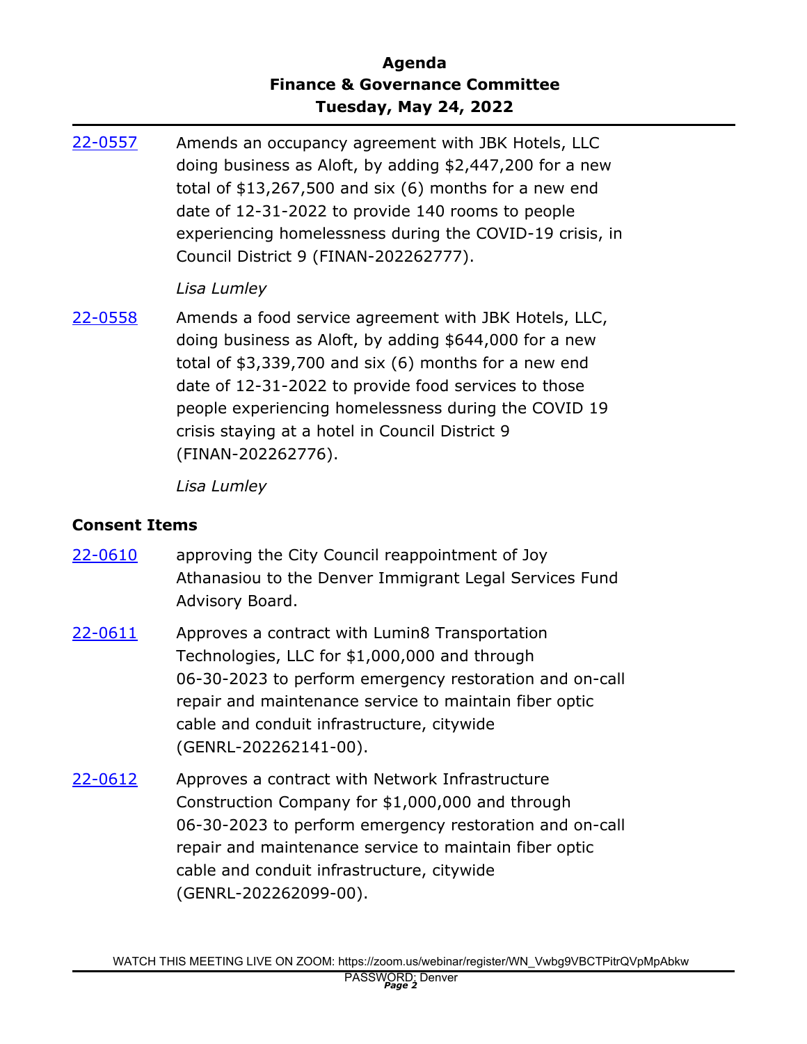22-0557 Amends an occupancy agreement with JBK Hotels, LLC doing business as Aloft, by adding $2,447,200 for a new total of $13,267,500 and six (6) months for a new end date of 12-31-2022 to provide 140 rooms to people experiencing homelessness during the COVID-19 crisis, in Council District 9 (FINAN-202262777).

*Lisa Lumley*

22-0558 Amends a food service agreement with JBK Hotels, LLC, doing business as Aloft, by adding $644,000 for a new total of $3,339,700 and six (6) months for a new end date of 12-31-2022 to provide food services to those people experiencing homelessness during the COVID 19 crisis staying at a hotel in Council District 9 (FINAN-202262776).

*Lisa Lumley*

## Consent Items

22-0610 approving the City Council reappointment of Joy Athanasiou to the Denver Immigrant Legal Services Fund Advisory Board.

22-0611 Approves a contract with Lumin8 Transportation Technologies, LLC for $1,000,000 and through 06-30-2023 to perform emergency restoration and on-call repair and maintenance service to maintain fiber optic cable and conduit infrastructure, citywide (GENRL-202262141-00).

22-0612 Approves a contract with Network Infrastructure Construction Company for $1,000,000 and through 06-30-2023 to perform emergency restoration and on-call repair and maintenance service to maintain fiber optic cable and conduit infrastructure, citywide (GENRL-202262099-00).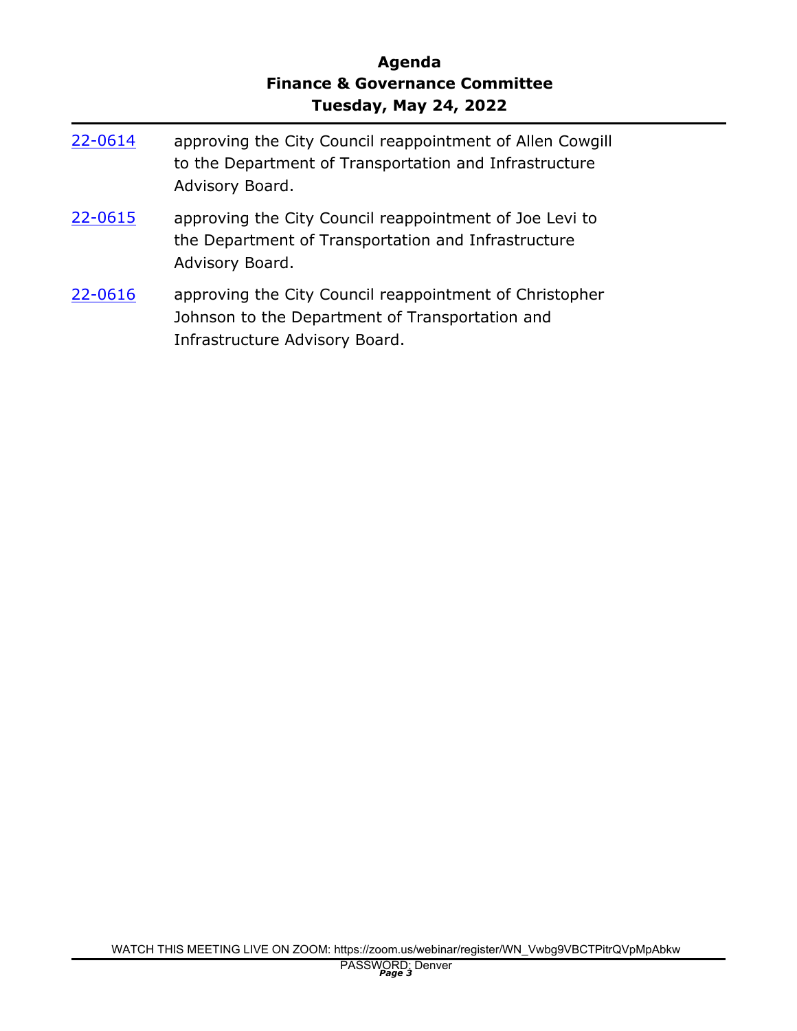22-0614 approving the City Council reappointment of Allen Cowgill to the Department of Transportation and Infrastructure Advisory Board.

22-0615 approving the City Council reappointment of Joe Levi to the Department of Transportation and Infrastructure Advisory Board.

22-0616 approving the City Council reappointment of Christopher Johnson to the Department of Transportation and Infrastructure Advisory Board.